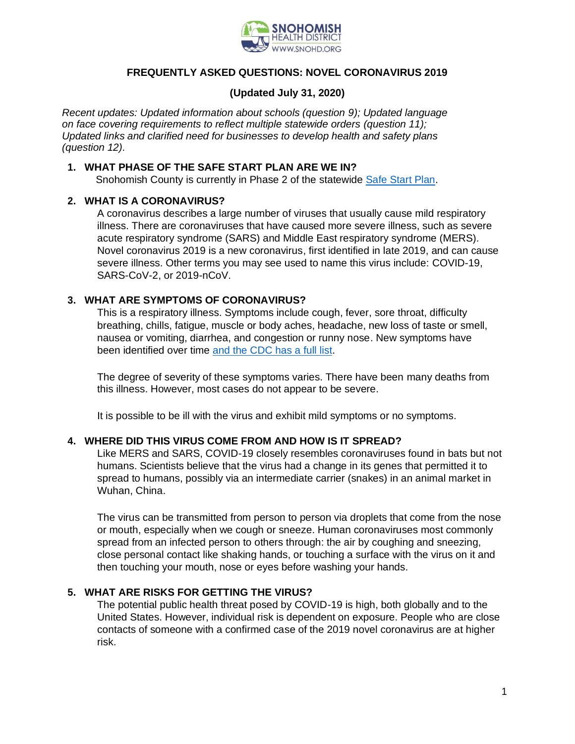# FREQUENTLY ASKED QUESTIONS: NOVEL CORONAVIRUS 2019

**(Updated July 31, 2020)**

*Recent updates: Updated information about schools (question 9); Updated language on face covering requirements to reflect multiple statewide orders (question 11); Updated links and clarified need for businesses to develop health and safety plans (question 12).*

## 1. WHAT PHASE OF THE SAFE START PLAN ARE WE IN?

Snohomish County is currently in Phase 2 of the statewide Safe Start Plan.

## 2. WHAT IS A CORONAVIRUS?

A coronavirus describes a large number of viruses that usually cause mild respiratory illness. There are coronaviruses that have caused more severe illness, such as severe acute respiratory syndrome (SARS) and Middle East respiratory syndrome (MERS). Novel coronavirus 2019 is a new coronavirus, first identified in late 2019, and can cause severe illness. Other terms you may see used to name this virus include: COVID-19, SARS-CoV-2, or 2019-nCoV.

## 3. WHAT ARE SYMPTOMS OF CORONAVIRUS?

This is a respiratory illness. Symptoms include cough, fever, sore throat, difficulty breathing, chills, fatigue, muscle or body aches, headache, new loss of taste or smell, nausea or vomiting, diarrhea, and congestion or runny nose. New symptoms have been identified over time and the CDC has a full list.

The degree of severity of these symptoms varies. There have been many deaths from this illness. However, most cases do not appear to be severe.

It is possible to be ill with the virus and exhibit mild symptoms or no symptoms.

## 4. WHERE DID THIS VIRUS COME FROM AND HOW IS IT SPREAD?

Like MERS and SARS, COVID-19 closely resembles coronaviruses found in bats but not humans. Scientists believe that the virus had a change in its genes that permitted it to spread to humans, possibly via an intermediate carrier (snakes) in an animal market in Wuhan, China.

The virus can be transmitted from person to person via droplets that come from the nose or mouth, especially when we cough or sneeze. Human coronaviruses most commonly spread from an infected person to others through: the air by coughing and sneezing, close personal contact like shaking hands, or touching a surface with the virus on it and then touching your mouth, nose or eyes before washing your hands.

## 5. WHAT ARE RISKS FOR GETTING THE VIRUS?

The potential public health threat posed by COVID-19 is high, both globally and to the United States. However, individual risk is dependent on exposure. People who are close contacts of someone with a confirmed case of the 2019 novel coronavirus are at higher risk.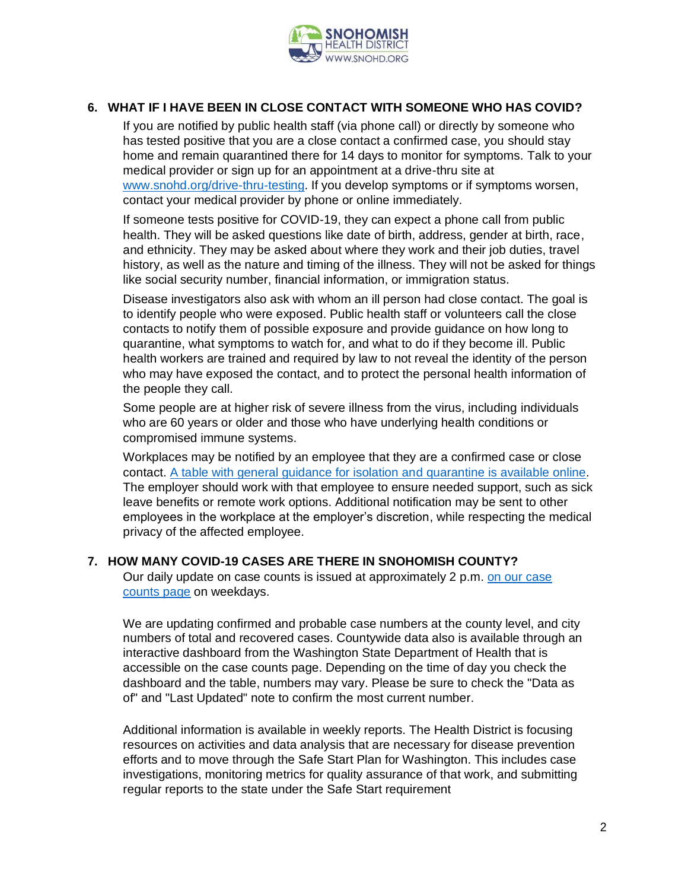## 6. WHAT IF I HAVE BEEN IN CLOSE CONTACT WITH SOMEONE WHO HAS COVID?

If you are notified by public health staff (via phone call) or directly by someone who has tested positive that you are a close contact a confirmed case, you should stay home and remain quarantined there for 14 days to monitor for symptoms. Talk to your medical provider or sign up for an appointment at a drive-thru site at [www.snohd.org/drive-thru-testing](www.snohd.org/drive-thru-testing). If you develop symptoms or if symptoms worsen, contact your medical provider by phone or online immediately.

If someone tests positive for COVID-19, they can expect a phone call from public health. They will be asked questions like date of birth, address, gender at birth, race, and ethnicity. They may be asked about where they work and their job duties, travel history, as well as the nature and timing of the illness. They will not be asked for things like social security number, financial information, or immigration status.

Disease investigators also ask with whom an ill person had close contact. The goal is to identify people who were exposed. Public health staff or volunteers call the close contacts to notify them of possible exposure and provide guidance on how long to quarantine, what symptoms to watch for, and what to do if they become ill. Public health workers are trained and required by law to not reveal the identity of the person who may have exposed the contact, and to protect the personal health information of the people they call.

Some people are at higher risk of severe illness from the virus, including individuals who are 60 years or older and those who have underlying health conditions or compromised immune systems.

Workplaces may be notified by an employee that they are a confirmed case or close contact. A table with general guidance for isolation and quarantine is available online. The employer should work with that employee to ensure needed support, such as sick leave benefits or remote work options. Additional notification may be sent to other employees in the workplace at the employer's discretion, while respecting the medical privacy of the affected employee.

## 7. HOW MANY COVID-19 CASES ARE THERE IN SNOHOMISH COUNTY?

Our daily update on case counts is issued at approximately 2 p.m. on our case counts page on weekdays.

We are updating confirmed and probable case numbers at the county level, and city numbers of total and recovered cases. Countywide data also is available through an interactive dashboard from the Washington State Department of Health that is accessible on the case counts page. Depending on the time of day you check the dashboard and the table, numbers may vary. Please be sure to check the "Data as of" and "Last Updated" note to confirm the most current number.

Additional information is available in weekly reports. The Health District is focusing resources on activities and data analysis that are necessary for disease prevention efforts and to move through the Safe Start Plan for Washington. This includes case investigations, monitoring metrics for quality assurance of that work, and submitting regular reports to the state under the Safe Start requirement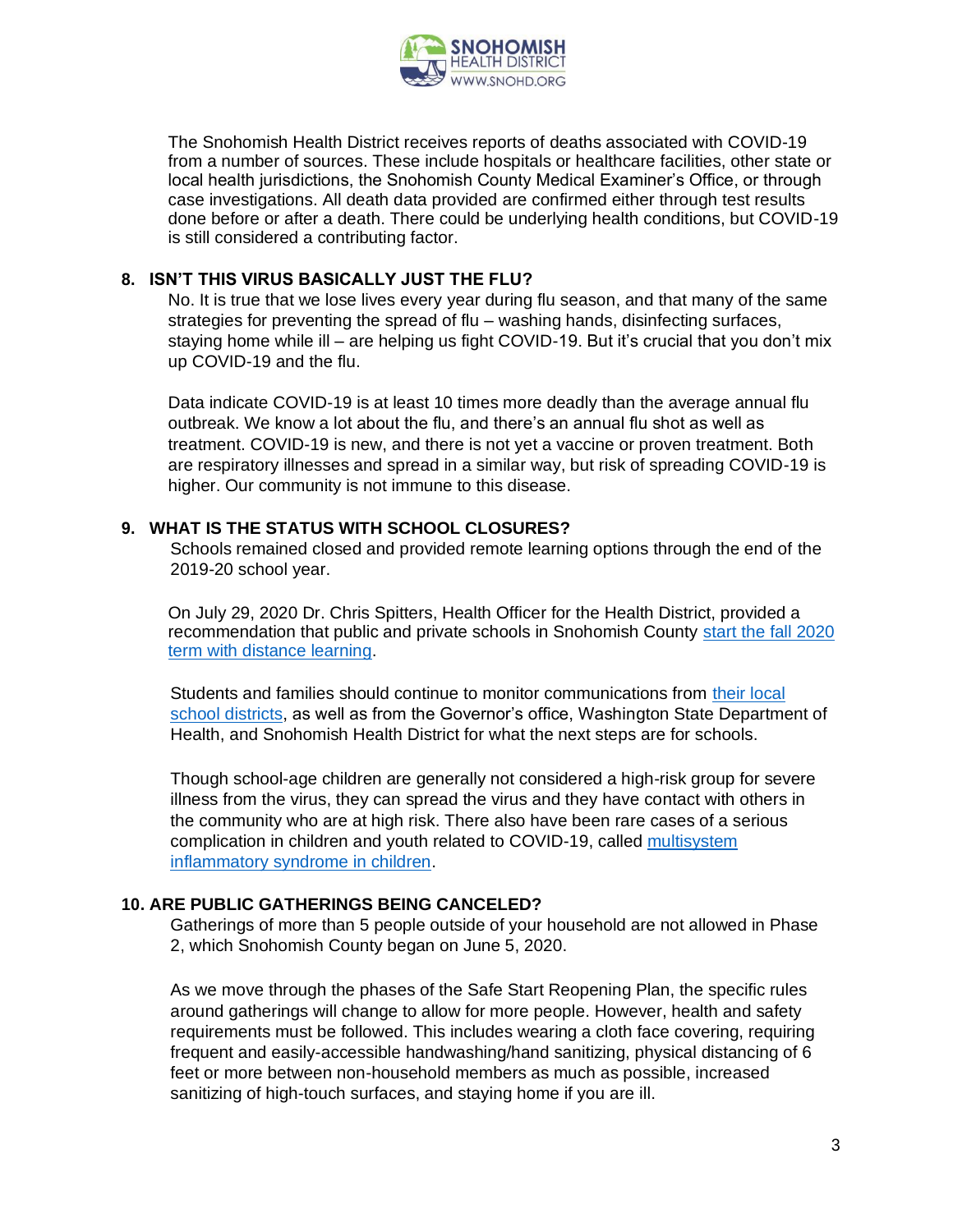The Snohomish Health District receives reports of deaths associated with COVID-19 from a number of sources. These include hospitals or healthcare facilities, other state or local health jurisdictions, the Snohomish County Medical Examiner's Office, or through case investigations. All death data provided are confirmed either through test results done before or after a death. There could be underlying health conditions, but COVID-19 is still considered a contributing factor.

**8. ISN'T THIS VIRUS BASICALLY JUST THE FLU?**

No. It is true that we lose lives every year during flu season, and that many of the same strategies for preventing the spread of flu – washing hands, disinfecting surfaces, staying home while ill – are helping us fight COVID-19. But it's crucial that you don't mix up COVID-19 and the flu.

Data indicate COVID-19 is at least 10 times more deadly than the average annual flu outbreak. We know a lot about the flu, and there's an annual flu shot as well as treatment. COVID-19 is new, and there is not yet a vaccine or proven treatment. Both are respiratory illnesses and spread in a similar way, but risk of spreading COVID-19 is higher. Our community is not immune to this disease.

**9. WHAT IS THE STATUS WITH SCHOOL CLOSURES?**

Schools remained closed and provided remote learning options through the end of the 2019-20 school year.

On July 29, 2020 Dr. Chris Spitters, Health Officer for the Health District, provided a recommendation that public and private schools in Snohomish County start the fall 2020 term with distance learning.

Students and families should continue to monitor communications from their local school districts, as well as from the Governor's office, Washington State Department of Health, and Snohomish Health District for what the next steps are for schools.

Though school-age children are generally not considered a high-risk group for severe illness from the virus, they can spread the virus and they have contact with others in the community who are at high risk. There also have been rare cases of a serious complication in children and youth related to COVID-19, called multisystem inflammatory syndrome in children.

**10. ARE PUBLIC GATHERINGS BEING CANCELED?**

Gatherings of more than 5 people outside of your household are not allowed in Phase 2, which Snohomish County began on June 5, 2020.

As we move through the phases of the Safe Start Reopening Plan, the specific rules around gatherings will change to allow for more people. However, health and safety requirements must be followed. This includes wearing a cloth face covering, requiring frequent and easily-accessible handwashing/hand sanitizing, physical distancing of 6 feet or more between non-household members as much as possible, increased sanitizing of high-touch surfaces, and staying home if you are ill.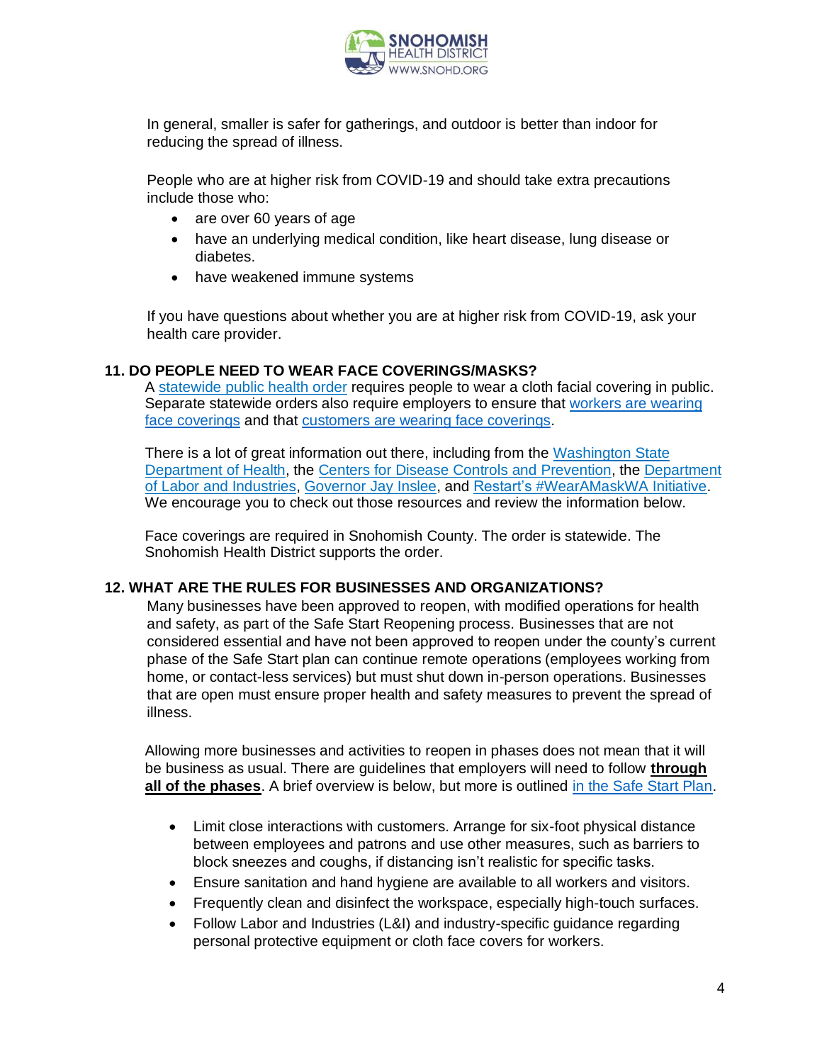In general, smaller is safer for gatherings, and outdoor is better than indoor for reducing the spread of illness.

People who are at higher risk from COVID-19 and should take extra precautions include those who:

- are over 60 years of age
- have an underlying medical condition, like heart disease, lung disease or diabetes.
- have weakened immune systems

If you have questions about whether you are at higher risk from COVID-19, ask your health care provider.

## 11. DO PEOPLE NEED TO WEAR FACE COVERINGS/MASKS?

A statewide public health order requires people to wear a cloth facial covering in public. Separate statewide orders also require employers to ensure that workers are wearing face coverings and that customers are wearing face coverings.

There is a lot of great information out there, including from the Washington State Department of Health, the Centers for Disease Controls and Prevention, the Department of Labor and Industries, Governor Jay Inslee, and Restart's #WearAMaskWA Initiative. We encourage you to check out those resources and review the information below.

Face coverings are required in Snohomish County. The order is statewide. The Snohomish Health District supports the order.

## 12. WHAT ARE THE RULES FOR BUSINESSES AND ORGANIZATIONS?

Many businesses have been approved to reopen, with modified operations for health and safety, as part of the Safe Start Reopening process. Businesses that are not considered essential and have not been approved to reopen under the county's current phase of the Safe Start plan can continue remote operations (employees working from home, or contact-less services) but must shut down in-person operations. Businesses that are open must ensure proper health and safety measures to prevent the spread of illness.

Allowing more businesses and activities to reopen in phases does not mean that it will be business as usual. There are guidelines that employers will need to follow **through all of the phases**. A brief overview is below, but more is outlined in the Safe Start Plan.

- Limit close interactions with customers. Arrange for six-foot physical distance between employees and patrons and use other measures, such as barriers to block sneezes and coughs, if distancing isn't realistic for specific tasks.
- Ensure sanitation and hand hygiene are available to all workers and visitors.
- Frequently clean and disinfect the workspace, especially high-touch surfaces.
- Follow Labor and Industries (L&I) and industry-specific guidance regarding personal protective equipment or cloth face covers for workers.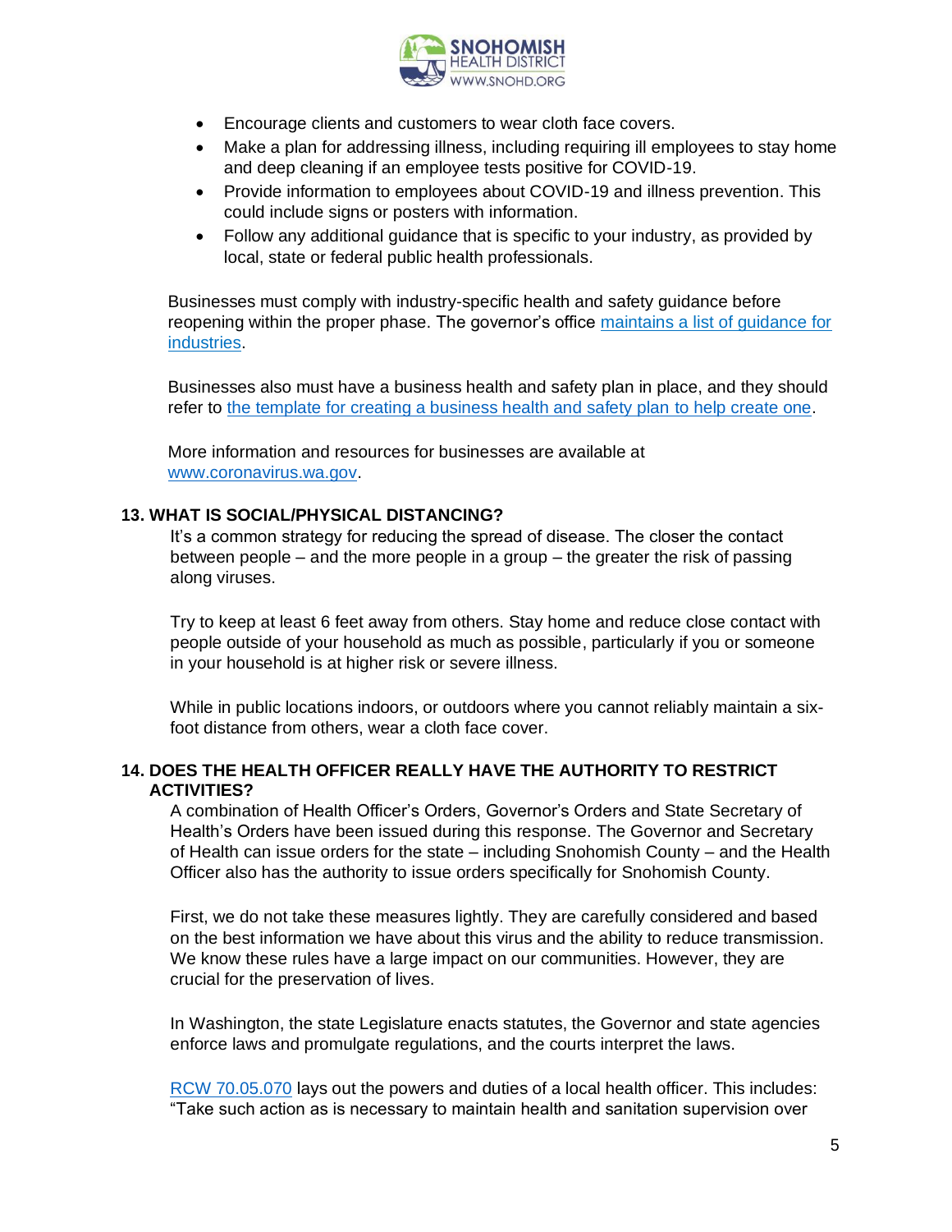- Encourage clients and customers to wear cloth face covers.
- Make a plan for addressing illness, including requiring ill employees to stay home and deep cleaning if an employee tests positive for COVID-19.
- Provide information to employees about COVID-19 and illness prevention. This could include signs or posters with information.
- Follow any additional guidance that is specific to your industry, as provided by local, state or federal public health professionals.

Businesses must comply with industry-specific health and safety guidance before reopening within the proper phase. The governor's office maintains a list of guidance for industries.

Businesses also must have a business health and safety plan in place, and they should refer to the template for creating a business health and safety plan to help create one.

More information and resources for businesses are available at www.coronavirus.wa.gov.

### 13. WHAT IS SOCIAL/PHYSICAL DISTANCING?

It's a common strategy for reducing the spread of disease. The closer the contact between people – and the more people in a group – the greater the risk of passing along viruses.

Try to keep at least 6 feet away from others. Stay home and reduce close contact with people outside of your household as much as possible, particularly if you or someone in your household is at higher risk or severe illness.

While in public locations indoors, or outdoors where you cannot reliably maintain a six-foot distance from others, wear a cloth face cover.

### 14. DOES THE HEALTH OFFICER REALLY HAVE THE AUTHORITY TO RESTRICT ACTIVITIES?

A combination of Health Officer's Orders, Governor's Orders and State Secretary of Health's Orders have been issued during this response. The Governor and Secretary of Health can issue orders for the state – including Snohomish County – and the Health Officer also has the authority to issue orders specifically for Snohomish County.

First, we do not take these measures lightly. They are carefully considered and based on the best information we have about this virus and the ability to reduce transmission. We know these rules have a large impact on our communities. However, they are crucial for the preservation of lives.

In Washington, the state Legislature enacts statutes, the Governor and state agencies enforce laws and promulgate regulations, and the courts interpret the laws.

RCW 70.05.070 lays out the powers and duties of a local health officer. This includes: "Take such action as is necessary to maintain health and sanitation supervision over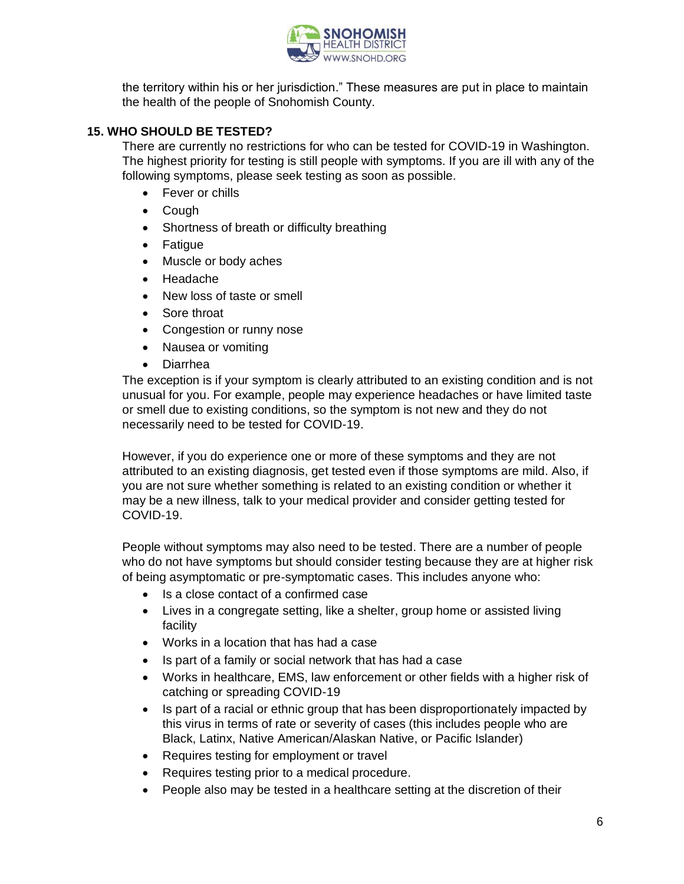the territory within his or her jurisdiction." These measures are put in place to maintain the health of the people of Snohomish County.

### 15. WHO SHOULD BE TESTED?

There are currently no restrictions for who can be tested for COVID-19 in Washington. The highest priority for testing is still people with symptoms. If you are ill with any of the following symptoms, please seek testing as soon as possible.

- Fever or chills
- Cough
- Shortness of breath or difficulty breathing
- Fatigue
- Muscle or body aches
- Headache
- New loss of taste or smell
- Sore throat
- Congestion or runny nose
- Nausea or vomiting
- Diarrhea

The exception is if your symptom is clearly attributed to an existing condition and is not unusual for you. For example, people may experience headaches or have limited taste or smell due to existing conditions, so the symptom is not new and they do not necessarily need to be tested for COVID-19.

However, if you do experience one or more of these symptoms and they are not attributed to an existing diagnosis, get tested even if those symptoms are mild. Also, if you are not sure whether something is related to an existing condition or whether it may be a new illness, talk to your medical provider and consider getting tested for COVID-19.

People without symptoms may also need to be tested. There are a number of people who do not have symptoms but should consider testing because they are at higher risk of being asymptomatic or pre-symptomatic cases. This includes anyone who:

- Is a close contact of a confirmed case
- Lives in a congregate setting, like a shelter, group home or assisted living facility
- Works in a location that has had a case
- Is part of a family or social network that has had a case
- Works in healthcare, EMS, law enforcement or other fields with a higher risk of catching or spreading COVID-19
- Is part of a racial or ethnic group that has been disproportionately impacted by this virus in terms of rate or severity of cases (this includes people who are Black, Latinx, Native American/Alaskan Native, or Pacific Islander)
- Requires testing for employment or travel
- Requires testing prior to a medical procedure.
- People also may be tested in a healthcare setting at the discretion of their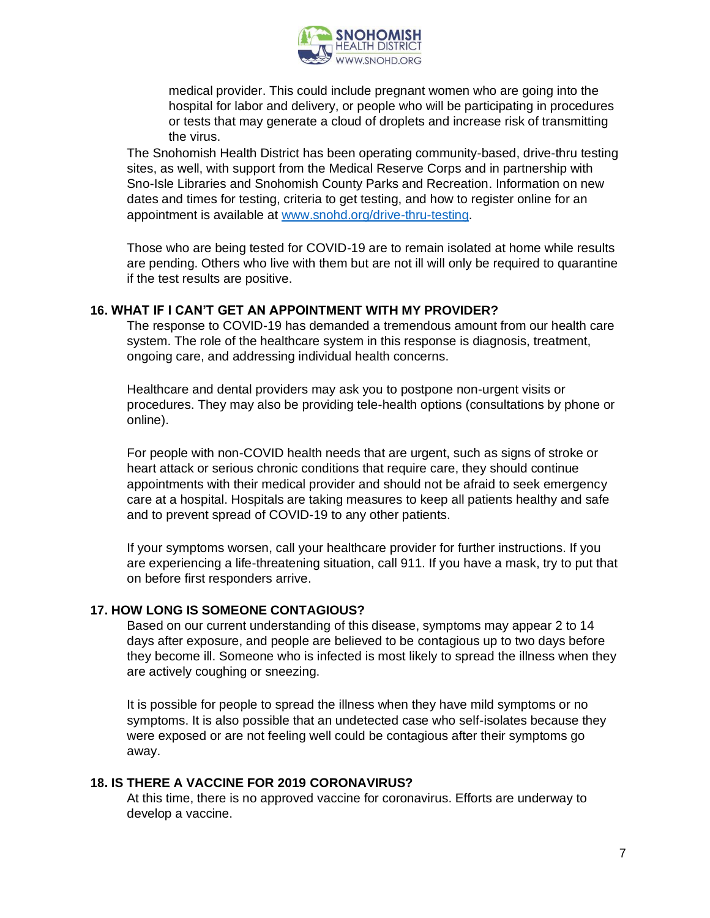medical provider. This could include pregnant women who are going into the hospital for labor and delivery, or people who will be participating in procedures or tests that may generate a cloud of droplets and increase risk of transmitting the virus.

The Snohomish Health District has been operating community-based, drive-thru testing sites, as well, with support from the Medical Reserve Corps and in partnership with Sno-Isle Libraries and Snohomish County Parks and Recreation. Information on new dates and times for testing, criteria to get testing, and how to register online for an appointment is available at [www.snohd.org/drive-thru-testing](www.snohd.org/drive-thru-testing).

Those who are being tested for COVID-19 are to remain isolated at home while results are pending. Others who live with them but are not ill will only be required to quarantine if the test results are positive.

### 16. WHAT IF I CAN'T GET AN APPOINTMENT WITH MY PROVIDER?

The response to COVID-19 has demanded a tremendous amount from our health care system. The role of the healthcare system in this response is diagnosis, treatment, ongoing care, and addressing individual health concerns.

Healthcare and dental providers may ask you to postpone non-urgent visits or procedures. They may also be providing tele-health options (consultations by phone or online).

For people with non-COVID health needs that are urgent, such as signs of stroke or heart attack or serious chronic conditions that require care, they should continue appointments with their medical provider and should not be afraid to seek emergency care at a hospital. Hospitals are taking measures to keep all patients healthy and safe and to prevent spread of COVID-19 to any other patients.

If your symptoms worsen, call your healthcare provider for further instructions. If you are experiencing a life-threatening situation, call 911. If you have a mask, try to put that on before first responders arrive.

### 17. HOW LONG IS SOMEONE CONTAGIOUS?

Based on our current understanding of this disease, symptoms may appear 2 to 14 days after exposure, and people are believed to be contagious up to two days before they become ill. Someone who is infected is most likely to spread the illness when they are actively coughing or sneezing.

It is possible for people to spread the illness when they have mild symptoms or no symptoms. It is also possible that an undetected case who self-isolates because they were exposed or are not feeling well could be contagious after their symptoms go away.

### 18. IS THERE A VACCINE FOR 2019 CORONAVIRUS?

At this time, there is no approved vaccine for coronavirus. Efforts are underway to develop a vaccine.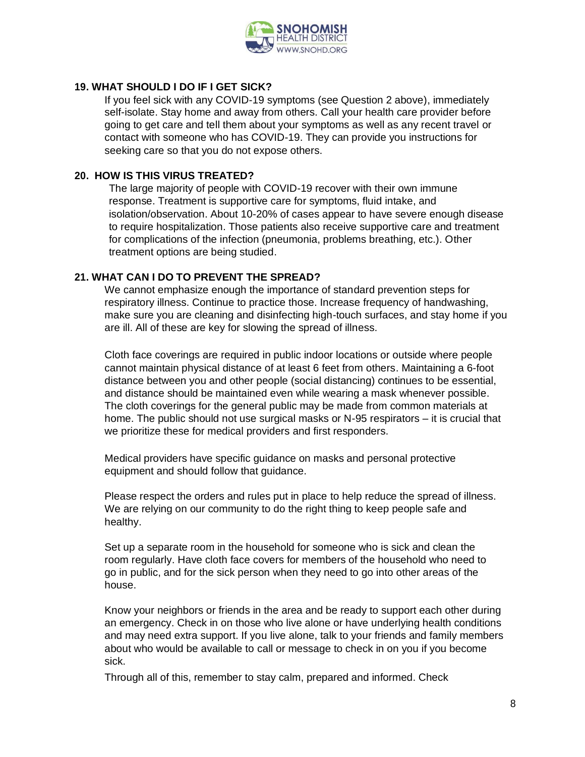### 19. WHAT SHOULD I DO IF I GET SICK?

If you feel sick with any COVID-19 symptoms (see Question 2 above), immediately self-isolate. Stay home and away from others. Call your health care provider before going to get care and tell them about your symptoms as well as any recent travel or contact with someone who has COVID-19. They can provide you instructions for seeking care so that you do not expose others.

### 20. HOW IS THIS VIRUS TREATED?

The large majority of people with COVID-19 recover with their own immune response. Treatment is supportive care for symptoms, fluid intake, and isolation/observation. About 10-20% of cases appear to have severe enough disease to require hospitalization. Those patients also receive supportive care and treatment for complications of the infection (pneumonia, problems breathing, etc.). Other treatment options are being studied.

### 21. WHAT CAN I DO TO PREVENT THE SPREAD?

We cannot emphasize enough the importance of standard prevention steps for respiratory illness. Continue to practice those. Increase frequency of handwashing, make sure you are cleaning and disinfecting high-touch surfaces, and stay home if you are ill. All of these are key for slowing the spread of illness.

Cloth face coverings are required in public indoor locations or outside where people cannot maintain physical distance of at least 6 feet from others. Maintaining a 6-foot distance between you and other people (social distancing) continues to be essential, and distance should be maintained even while wearing a mask whenever possible. The cloth coverings for the general public may be made from common materials at home. The public should not use surgical masks or N-95 respirators – it is crucial that we prioritize these for medical providers and first responders.

Medical providers have specific guidance on masks and personal protective equipment and should follow that guidance.

Please respect the orders and rules put in place to help reduce the spread of illness. We are relying on our community to do the right thing to keep people safe and healthy.

Set up a separate room in the household for someone who is sick and clean the room regularly. Have cloth face covers for members of the household who need to go in public, and for the sick person when they need to go into other areas of the house.

Know your neighbors or friends in the area and be ready to support each other during an emergency. Check in on those who live alone or have underlying health conditions and may need extra support. If you live alone, talk to your friends and family members about who would be available to call or message to check in on you if you become sick.

Through all of this, remember to stay calm, prepared and informed. Check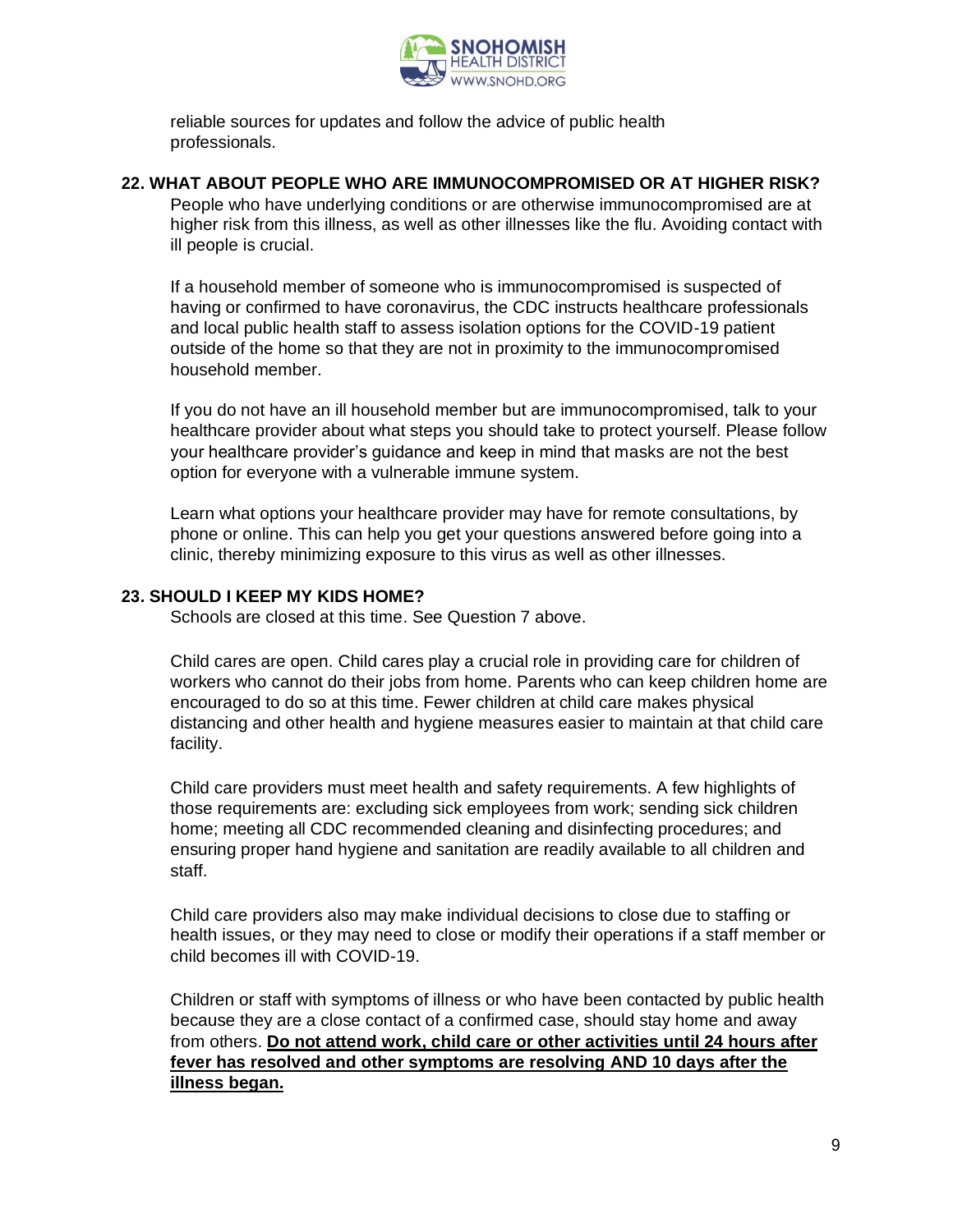reliable sources for updates and follow the advice of public health professionals.

### 22. WHAT ABOUT PEOPLE WHO ARE IMMUNOCOMPROMISED OR AT HIGHER RISK?

People who have underlying conditions or are otherwise immunocompromised are at higher risk from this illness, as well as other illnesses like the flu. Avoiding contact with ill people is crucial.

If a household member of someone who is immunocompromised is suspected of having or confirmed to have coronavirus, the CDC instructs healthcare professionals and local public health staff to assess isolation options for the COVID-19 patient outside of the home so that they are not in proximity to the immunocompromised household member.

If you do not have an ill household member but are immunocompromised, talk to your healthcare provider about what steps you should take to protect yourself. Please follow your healthcare provider's guidance and keep in mind that masks are not the best option for everyone with a vulnerable immune system.

Learn what options your healthcare provider may have for remote consultations, by phone or online. This can help you get your questions answered before going into a clinic, thereby minimizing exposure to this virus as well as other illnesses.

### 23. SHOULD I KEEP MY KIDS HOME?

Schools are closed at this time. See Question 7 above.

Child cares are open. Child cares play a crucial role in providing care for children of workers who cannot do their jobs from home. Parents who can keep children home are encouraged to do so at this time. Fewer children at child care makes physical distancing and other health and hygiene measures easier to maintain at that child care facility.

Child care providers must meet health and safety requirements. A few highlights of those requirements are: excluding sick employees from work; sending sick children home; meeting all CDC recommended cleaning and disinfecting procedures; and ensuring proper hand hygiene and sanitation are readily available to all children and staff.

Child care providers also may make individual decisions to close due to staffing or health issues, or they may need to close or modify their operations if a staff member or child becomes ill with COVID-19.

Children or staff with symptoms of illness or who have been contacted by public health because they are a close contact of a confirmed case, should stay home and away from others. **<u>Do not attend work, child care or other activities until 24 hours after fever has resolved and other symptoms are resolving AND 10 days after the illness began.</u>**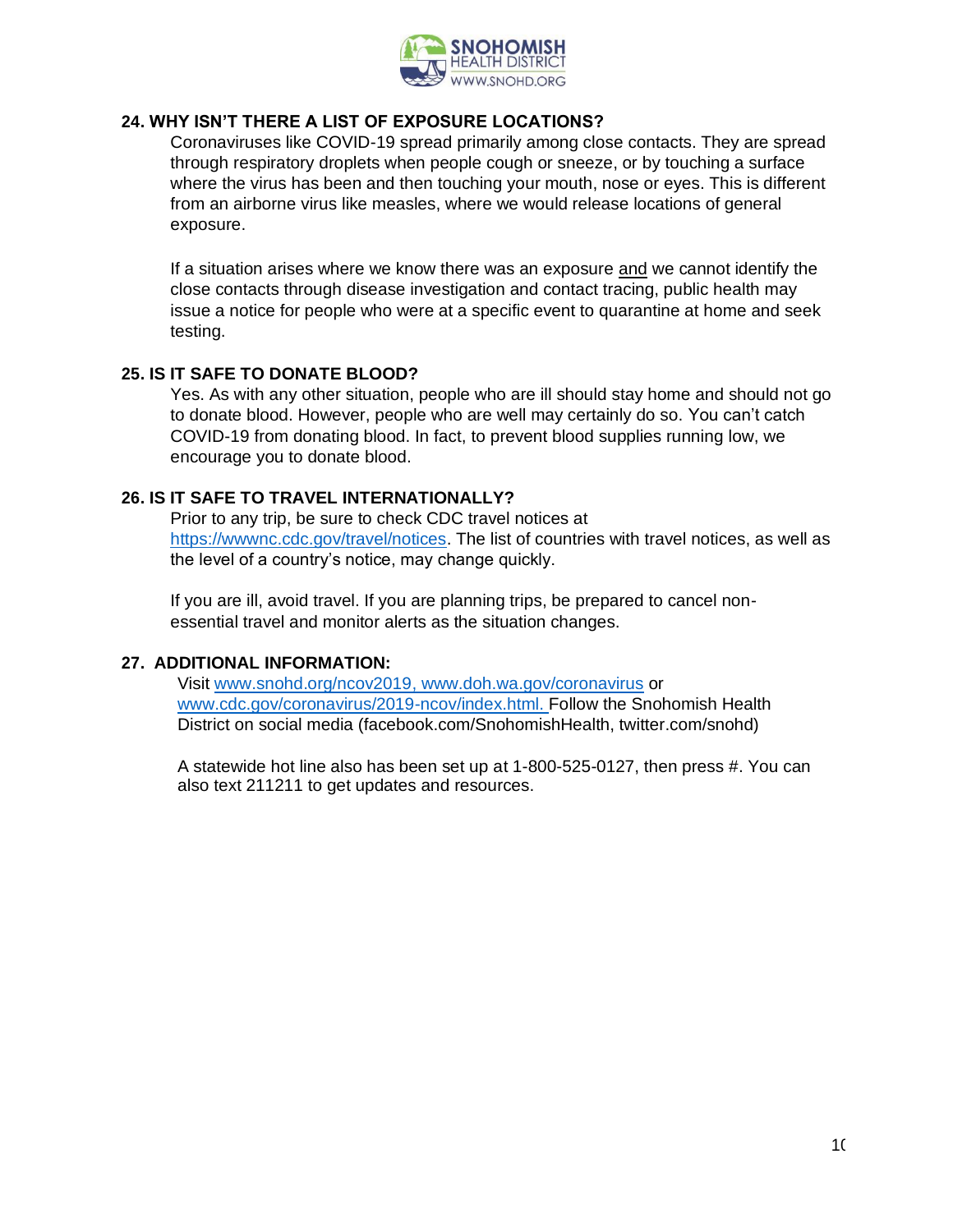### 24. WHY ISN'T THERE A LIST OF EXPOSURE LOCATIONS?

Coronaviruses like COVID-19 spread primarily among close contacts. They are spread through respiratory droplets when people cough or sneeze, or by touching a surface where the virus has been and then touching your mouth, nose or eyes. This is different from an airborne virus like measles, where we would release locations of general exposure.

If a situation arises where we know there was an exposure and we cannot identify the close contacts through disease investigation and contact tracing, public health may issue a notice for people who were at a specific event to quarantine at home and seek testing.

### 25. IS IT SAFE TO DONATE BLOOD?

Yes. As with any other situation, people who are ill should stay home and should not go to donate blood. However, people who are well may certainly do so. You can't catch COVID-19 from donating blood. In fact, to prevent blood supplies running low, we encourage you to donate blood.

### 26. IS IT SAFE TO TRAVEL INTERNATIONALLY?

Prior to any trip, be sure to check CDC travel notices at https://wwwnc.cdc.gov/travel/notices. The list of countries with travel notices, as well as the level of a country's notice, may change quickly.

If you are ill, avoid travel. If you are planning trips, be prepared to cancel non-essential travel and monitor alerts as the situation changes.

### 27. ADDITIONAL INFORMATION:

Visit www.snohd.org/ncov2019, www.doh.wa.gov/coronavirus or www.cdc.gov/coronavirus/2019-ncov/index.html. Follow the Snohomish Health District on social media (facebook.com/SnohomishHealth, twitter.com/snohd)

A statewide hot line also has been set up at 1-800-525-0127, then press #. You can also text 211211 to get updates and resources.